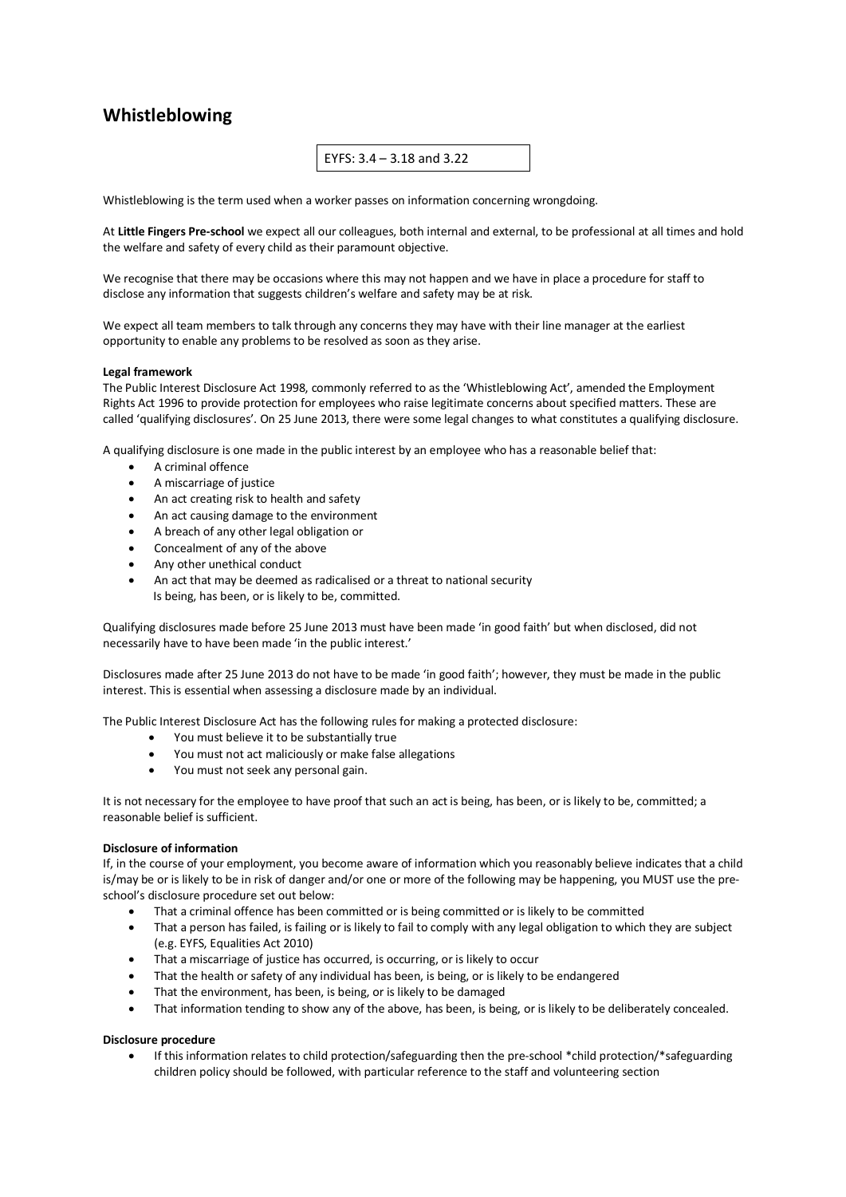# Whistleblowing

EYFS: 3.4 – 3.18 and 3.22

Whistleblowing is the term used when a worker passes on information concerning wrongdoing.

At **Little Fingers Pre-school** we expect all our colleagues, both internal and external, to be professional at all times and hold the welfare and safety of every child as their paramount objective.

We recognise that there may be occasions where this may not happen and we have in place a procedure for staff to disclose any information that suggests children's welfare and safety may be at risk.

We expect all team members to talk through any concerns they may have with their line manager at the earliest opportunity to enable any problems to be resolved as soon as they arise.

**Legal framework**

The Public Interest Disclosure Act 1998, commonly referred to as the 'Whistleblowing Act', amended the Employment Rights Act 1996 to provide protection for employees who raise legitimate concerns about specified matters. These are called 'qualifying disclosures'. On 25 June 2013, there were some legal changes to what constitutes a qualifying disclosure.

A qualifying disclosure is one made in the public interest by an employee who has a reasonable belief that:

- A criminal offence
- A miscarriage of justice
- An act creating risk to health and safety
- An act causing damage to the environment
- A breach of any other legal obligation or
- Concealment of any of the above
- Any other unethical conduct
- An act that may be deemed as radicalised or a threat to national security

Is being, has been, or is likely to be, committed.

Qualifying disclosures made before 25 June 2013 must have been made 'in good faith' but when disclosed, did not necessarily have to have been made 'in the public interest.'

Disclosures made after 25 June 2013 do not have to be made 'in good faith'; however, they must be made in the public interest. This is essential when assessing a disclosure made by an individual.

The Public Interest Disclosure Act has the following rules for making a protected disclosure:

- You must believe it to be substantially true
- You must not act maliciously or make false allegations
- You must not seek any personal gain.

It is not necessary for the employee to have proof that such an act is being, has been, or is likely to be, committed; a reasonable belief is sufficient.

**Disclosure of information**

If, in the course of your employment, you become aware of information which you reasonably believe indicates that a child is/may be or is likely to be in risk of danger and/or one or more of the following may be happening, you MUST use the pre-school's disclosure procedure set out below:

- That a criminal offence has been committed or is being committed or is likely to be committed
- That a person has failed, is failing or is likely to fail to comply with any legal obligation to which they are subject (e.g. EYFS, Equalities Act 2010)
- That a miscarriage of justice has occurred, is occurring, or is likely to occur
- That the health or safety of any individual has been, is being, or is likely to be endangered
- That the environment, has been, is being, or is likely to be damaged
- That information tending to show any of the above, has been, is being, or is likely to be deliberately concealed.

**Disclosure procedure**

- If this information relates to child protection/safeguarding then the pre-school *child protection/*safeguarding children policy should be followed, with particular reference to the staff and volunteering section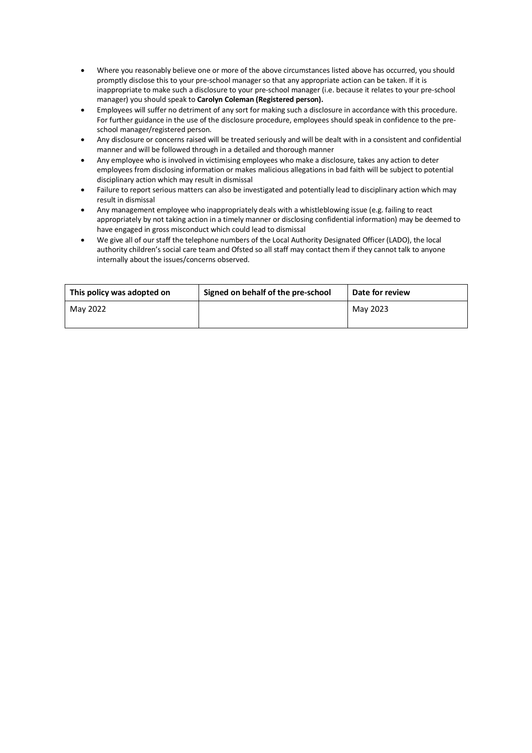- Where you reasonably believe one or more of the above circumstances listed above has occurred, you should promptly disclose this to your pre-school manager so that any appropriate action can be taken. If it is inappropriate to make such a disclosure to your pre-school manager (i.e. because it relates to your pre-school manager) you should speak to **Carolyn Coleman (Registered person).**
- Employees will suffer no detriment of any sort for making such a disclosure in accordance with this procedure. For further guidance in the use of the disclosure procedure, employees should speak in confidence to the pre-school manager/registered person.
- Any disclosure or concerns raised will be treated seriously and will be dealt with in a consistent and confidential manner and will be followed through in a detailed and thorough manner
- Any employee who is involved in victimising employees who make a disclosure, takes any action to deter employees from disclosing information or makes malicious allegations in bad faith will be subject to potential disciplinary action which may result in dismissal
- Failure to report serious matters can also be investigated and potentially lead to disciplinary action which may result in dismissal
- Any management employee who inappropriately deals with a whistleblowing issue (e.g. failing to react appropriately by not taking action in a timely manner or disclosing confidential information) may be deemed to have engaged in gross misconduct which could lead to dismissal
- We give all of our staff the telephone numbers of the Local Authority Designated Officer (LADO), the local authority children's social care team and Ofsted so all staff may contact them if they cannot talk to anyone internally about the issues/concerns observed.

| This policy was adopted on | Signed on behalf of the pre-school | Date for review |
|---|---|---|
| May 2022 | | May 2023 |